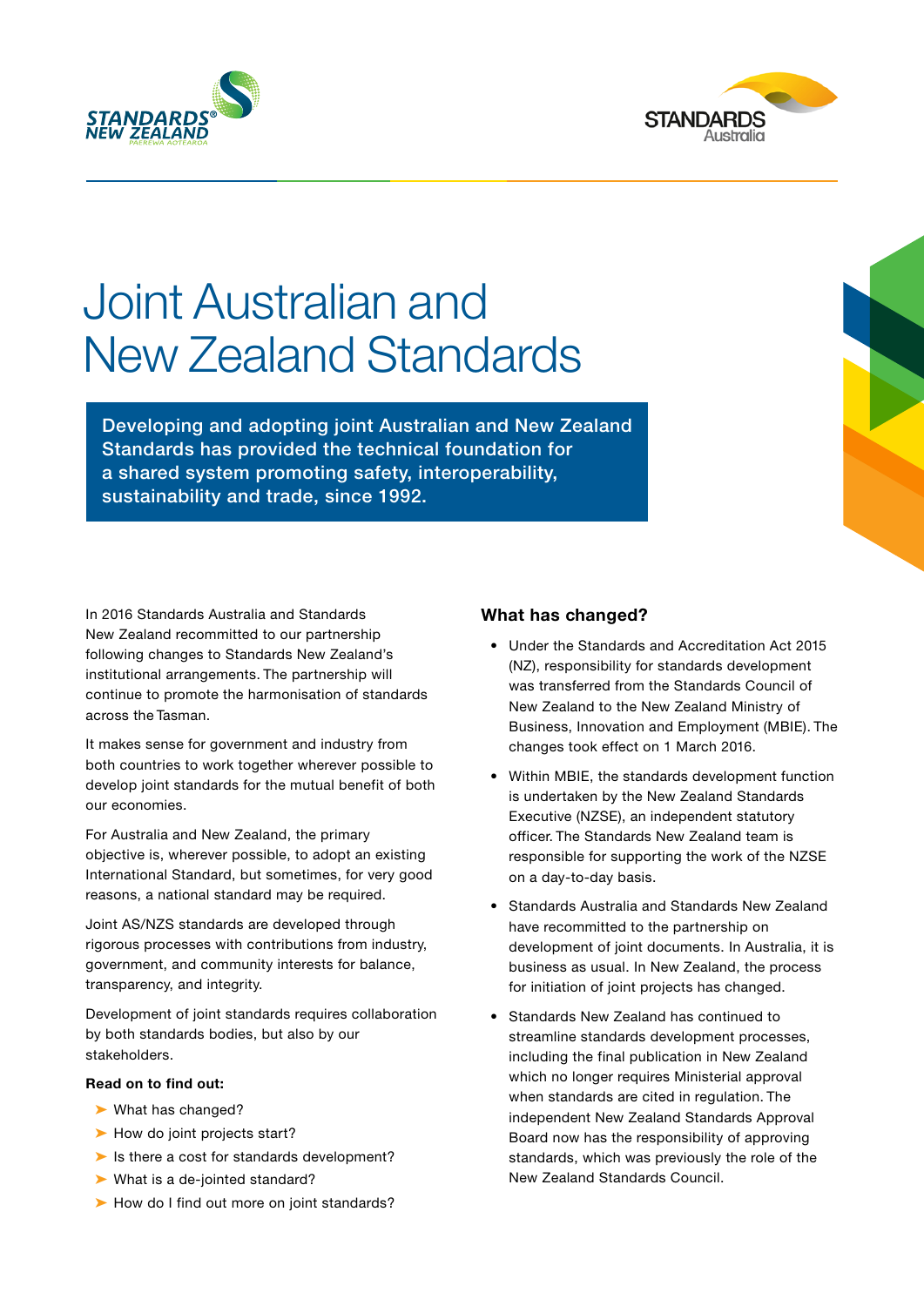# Joint Australian and New Zealand Standards

**Developing and adopting joint Australian and New Zealand Standards has provided the technical foundation for a shared system promoting safety, interoperability, sustainability and trade, since 1992.**

In 2016 Standards Australia and Standards New Zealand recommitted to our partnership following changes to Standards New Zealand's institutional arrangements. The partnership will continue to promote the harmonisation of standards across the Tasman.

It makes sense for government and industry from both countries to work together wherever possible to develop joint standards for the mutual benefit of both our economies.

For Australia and New Zealand, the primary objective is, wherever possible, to adopt an existing International Standard, but sometimes, for very good reasons, a national standard may be required.

Joint AS/NZS standards are developed through rigorous processes with contributions from industry, government, and community interests for balance, transparency, and integrity.

Development of joint standards requires collaboration by both standards bodies, but also by our stakeholders.

**Read on to find out:**

- What has changed?
- How do joint projects start?
- Is there a cost for standards development?
- What is a de-jointed standard?
- How do I find out more on joint standards?

### What has changed?

- Under the Standards and Accreditation Act 2015 (NZ), responsibility for standards development was transferred from the Standards Council of New Zealand to the New Zealand Ministry of Business, Innovation and Employment (MBIE). The changes took effect on 1 March 2016.
- Within MBIE, the standards development function is undertaken by the New Zealand Standards Executive (NZSE), an independent statutory officer. The Standards New Zealand team is responsible for supporting the work of the NZSE on a day-to-day basis.
- Standards Australia and Standards New Zealand have recommitted to the partnership on development of joint documents. In Australia, it is business as usual. In New Zealand, the process for initiation of joint projects has changed.
- Standards New Zealand has continued to streamline standards development processes, including the final publication in New Zealand which no longer requires Ministerial approval when standards are cited in regulation. The independent New Zealand Standards Approval Board now has the responsibility of approving standards, which was previously the role of the New Zealand Standards Council.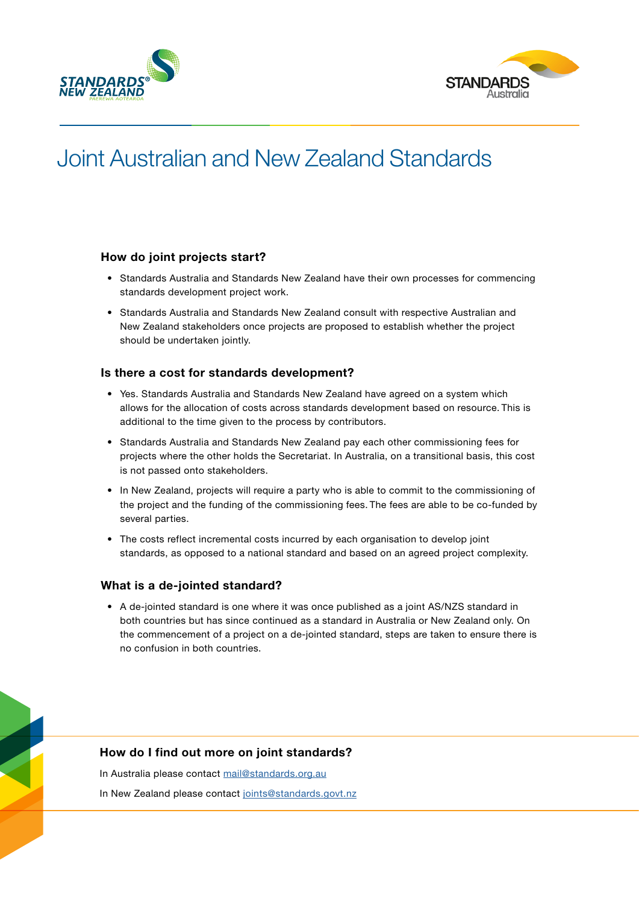# Joint Australian and New Zealand Standards

### How do joint projects start?

- Standards Australia and Standards New Zealand have their own processes for commencing standards development project work.
- Standards Australia and Standards New Zealand consult with respective Australian and New Zealand stakeholders once projects are proposed to establish whether the project should be undertaken jointly.

### Is there a cost for standards development?

- Yes. Standards Australia and Standards New Zealand have agreed on a system which allows for the allocation of costs across standards development based on resource. This is additional to the time given to the process by contributors.
- Standards Australia and Standards New Zealand pay each other commissioning fees for projects where the other holds the Secretariat. In Australia, on a transitional basis, this cost is not passed onto stakeholders.
- In New Zealand, projects will require a party who is able to commit to the commissioning of the project and the funding of the commissioning fees. The fees are able to be co-funded by several parties.
- The costs reflect incremental costs incurred by each organisation to develop joint standards, as opposed to a national standard and based on an agreed project complexity.

### What is a de-jointed standard?

- A de-jointed standard is one where it was once published as a joint AS/NZS standard in both countries but has since continued as a standard in Australia or New Zealand only. On the commencement of a project on a de-jointed standard, steps are taken to ensure there is no confusion in both countries.

### How do I find out more on joint standards?

In Australia please contact mail@standards.org.au

In New Zealand please contact joints@standards.govt.nz